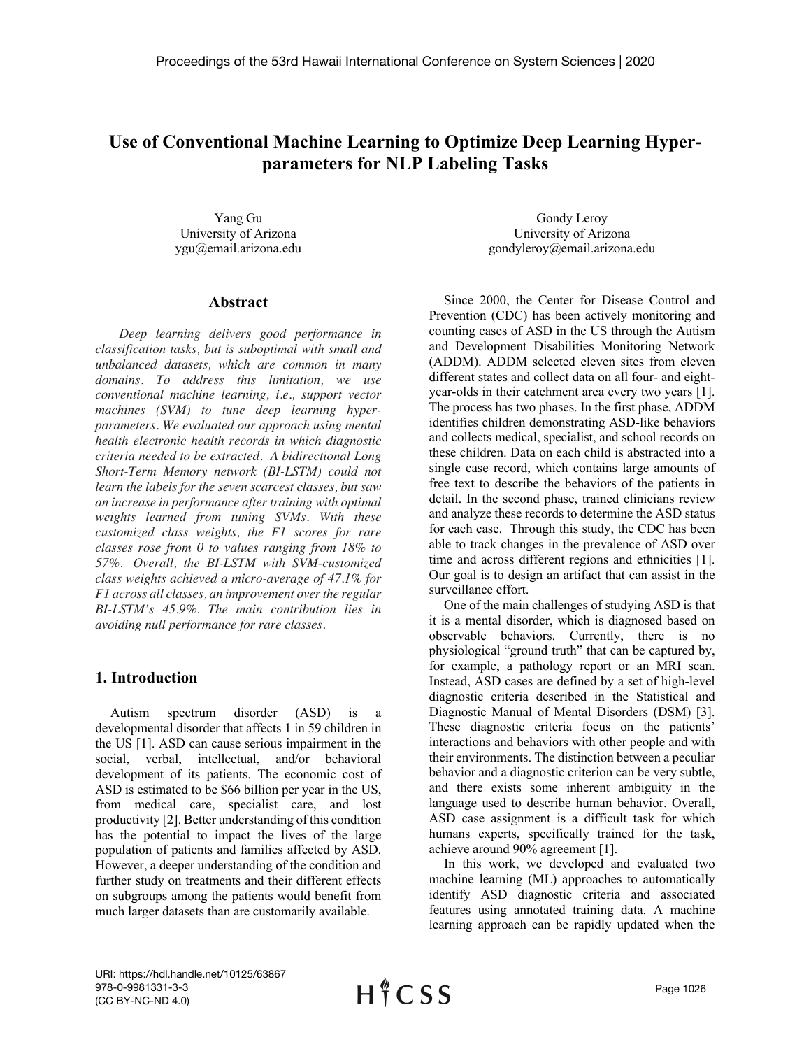# Use of Conventional Machine Learning to Optimize Deep Learning Hyper-parameters for NLP Labeling Tasks

Yang Gu
University of Arizona
ygu@email.arizona.edu

Gondy Leroy
University of Arizona
gondyleroy@email.arizona.edu

## Abstract

*Deep learning delivers good performance in classification tasks, but is suboptimal with small and unbalanced datasets, which are common in many domains. To address this limitation, we use conventional machine learning, i.e., support vector machines (SVM) to tune deep learning hyper-parameters. We evaluated our approach using mental health electronic health records in which diagnostic criteria needed to be extracted. A bidirectional Long Short-Term Memory network (BI-LSTM) could not learn the labels for the seven scarcest classes, but saw an increase in performance after training with optimal weights learned from tuning SVMs. With these customized class weights, the F1 scores for rare classes rose from 0 to values ranging from 18% to 57%. Overall, the BI-LSTM with SVM-customized class weights achieved a micro-average of 47.1% for F1 across all classes, an improvement over the regular BI-LSTM's 45.9%. The main contribution lies in avoiding null performance for rare classes.*

## 1. Introduction

Autism spectrum disorder (ASD) is a developmental disorder that affects 1 in 59 children in the US [1]. ASD can cause serious impairment in the social, verbal, intellectual, and/or behavioral development of its patients. The economic cost of ASD is estimated to be $66 billion per year in the US, from medical care, specialist care, and lost productivity [2]. Better understanding of this condition has the potential to impact the lives of the large population of patients and families affected by ASD. However, a deeper understanding of the condition and further study on treatments and their different effects on subgroups among the patients would benefit from much larger datasets than are customarily available.

Since 2000, the Center for Disease Control and Prevention (CDC) has been actively monitoring and counting cases of ASD in the US through the Autism and Development Disabilities Monitoring Network (ADDM). ADDM selected eleven sites from eleven different states and collect data on all four- and eight-year-olds in their catchment area every two years [1]. The process has two phases. In the first phase, ADDM identifies children demonstrating ASD-like behaviors and collects medical, specialist, and school records on these children. Data on each child is abstracted into a single case record, which contains large amounts of free text to describe the behaviors of the patients in detail. In the second phase, trained clinicians review and analyze these records to determine the ASD status for each case. Through this study, the CDC has been able to track changes in the prevalence of ASD over time and across different regions and ethnicities [1]. Our goal is to design an artifact that can assist in the surveillance effort.

One of the main challenges of studying ASD is that it is a mental disorder, which is diagnosed based on observable behaviors. Currently, there is no physiological "ground truth" that can be captured by, for example, a pathology report or an MRI scan. Instead, ASD cases are defined by a set of high-level diagnostic criteria described in the Statistical and Diagnostic Manual of Mental Disorders (DSM) [3]. These diagnostic criteria focus on the patients' interactions and behaviors with other people and with their environments. The distinction between a peculiar behavior and a diagnostic criterion can be very subtle, and there exists some inherent ambiguity in the language used to describe human behavior. Overall, ASD case assignment is a difficult task for which humans experts, specifically trained for the task, achieve around 90% agreement [1].

In this work, we developed and evaluated two machine learning (ML) approaches to automatically identify ASD diagnostic criteria and associated features using annotated training data. A machine learning approach can be rapidly updated when the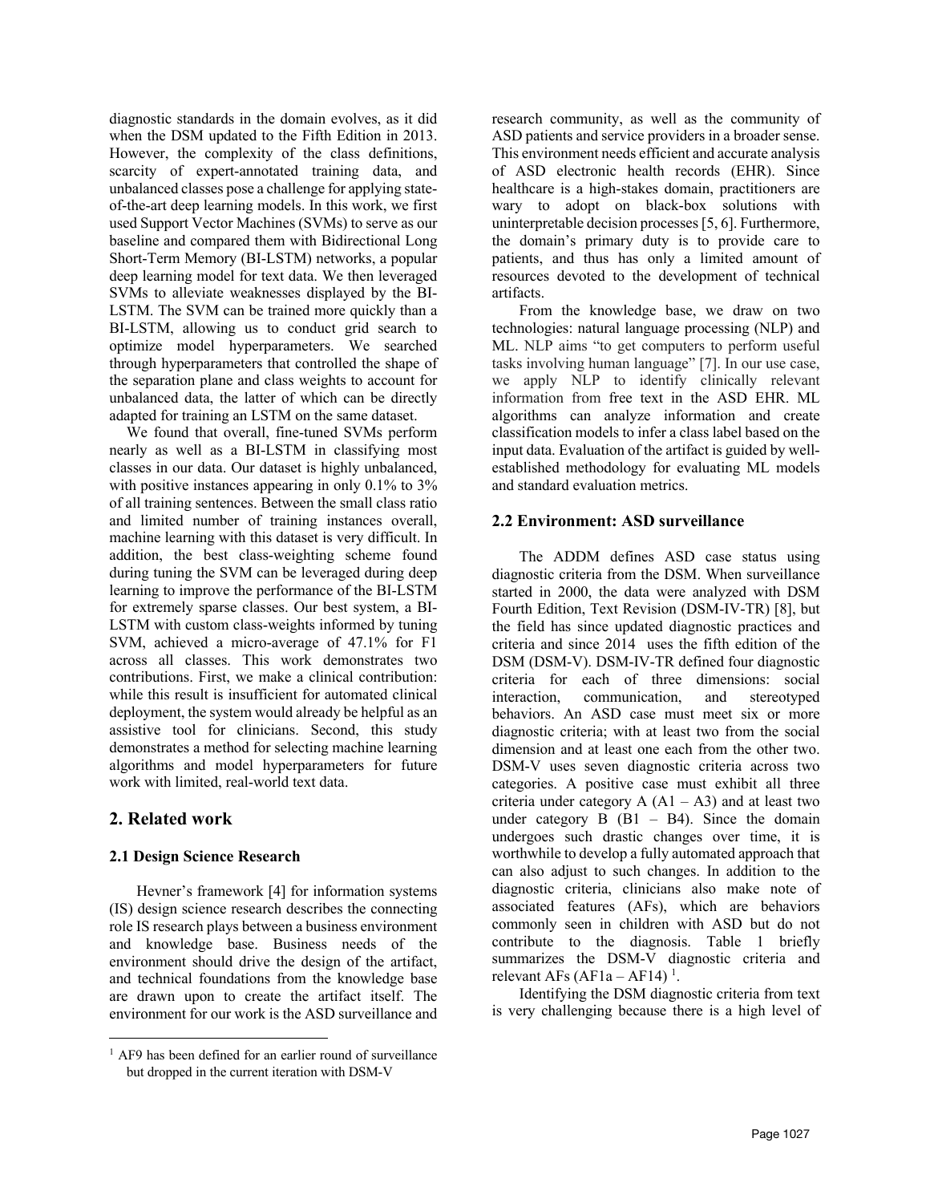diagnostic standards in the domain evolves, as it did when the DSM updated to the Fifth Edition in 2013. However, the complexity of the class definitions, scarcity of expert-annotated training data, and unbalanced classes pose a challenge for applying state-of-the-art deep learning models. In this work, we first used Support Vector Machines (SVMs) to serve as our baseline and compared them with Bidirectional Long Short-Term Memory (BI-LSTM) networks, a popular deep learning model for text data. We then leveraged SVMs to alleviate weaknesses displayed by the BI-LSTM. The SVM can be trained more quickly than a BI-LSTM, allowing us to conduct grid search to optimize model hyperparameters. We searched through hyperparameters that controlled the shape of the separation plane and class weights to account for unbalanced data, the latter of which can be directly adapted for training an LSTM on the same dataset.

We found that overall, fine-tuned SVMs perform nearly as well as a BI-LSTM in classifying most classes in our data. Our dataset is highly unbalanced, with positive instances appearing in only 0.1% to 3% of all training sentences. Between the small class ratio and limited number of training instances overall, machine learning with this dataset is very difficult. In addition, the best class-weighting scheme found during tuning the SVM can be leveraged during deep learning to improve the performance of the BI-LSTM for extremely sparse classes. Our best system, a BI-LSTM with custom class-weights informed by tuning SVM, achieved a micro-average of 47.1% for F1 across all classes. This work demonstrates two contributions. First, we make a clinical contribution: while this result is insufficient for automated clinical deployment, the system would already be helpful as an assistive tool for clinicians. Second, this study demonstrates a method for selecting machine learning algorithms and model hyperparameters for future work with limited, real-world text data.

## 2. Related work

### 2.1 Design Science Research

Hevner's framework [4] for information systems (IS) design science research describes the connecting role IS research plays between a business environment and knowledge base. Business needs of the environment should drive the design of the artifact, and technical foundations from the knowledge base are drawn upon to create the artifact itself. The environment for our work is the ASD surveillance and research community, as well as the community of ASD patients and service providers in a broader sense. This environment needs efficient and accurate analysis of ASD electronic health records (EHR). Since healthcare is a high-stakes domain, practitioners are wary to adopt on black-box solutions with uninterpretable decision processes [5, 6]. Furthermore, the domain's primary duty is to provide care to patients, and thus has only a limited amount of resources devoted to the development of technical artifacts.

From the knowledge base, we draw on two technologies: natural language processing (NLP) and ML. NLP aims "to get computers to perform useful tasks involving human language" [7]. In our use case, we apply NLP to identify clinically relevant information from free text in the ASD EHR. ML algorithms can analyze information and create classification models to infer a class label based on the input data. Evaluation of the artifact is guided by well-established methodology for evaluating ML models and standard evaluation metrics.

### 2.2 Environment: ASD surveillance

The ADDM defines ASD case status using diagnostic criteria from the DSM. When surveillance started in 2000, the data were analyzed with DSM Fourth Edition, Text Revision (DSM-IV-TR) [8], but the field has since updated diagnostic practices and criteria and since 2014 uses the fifth edition of the DSM (DSM-V). DSM-IV-TR defined four diagnostic criteria for each of three dimensions: social interaction, communication, and stereotyped behaviors. An ASD case must meet six or more diagnostic criteria; with at least two from the social dimension and at least one each from the other two. DSM-V uses seven diagnostic criteria across two categories. A positive case must exhibit all three criteria under category A (A1 – A3) and at least two under category B (B1 – B4). Since the domain undergoes such drastic changes over time, it is worthwhile to develop a fully automated approach that can also adjust to such changes. In addition to the diagnostic criteria, clinicians also make note of associated features (AFs), which are behaviors commonly seen in children with ASD but do not contribute to the diagnosis. Table 1 briefly summarizes the DSM-V diagnostic criteria and relevant AFs (AF1a – AF14) [1].

Identifying the DSM diagnostic criteria from text is very challenging because there is a high level of

[1] AF9 has been defined for an earlier round of surveillance but dropped in the current iteration with DSM-V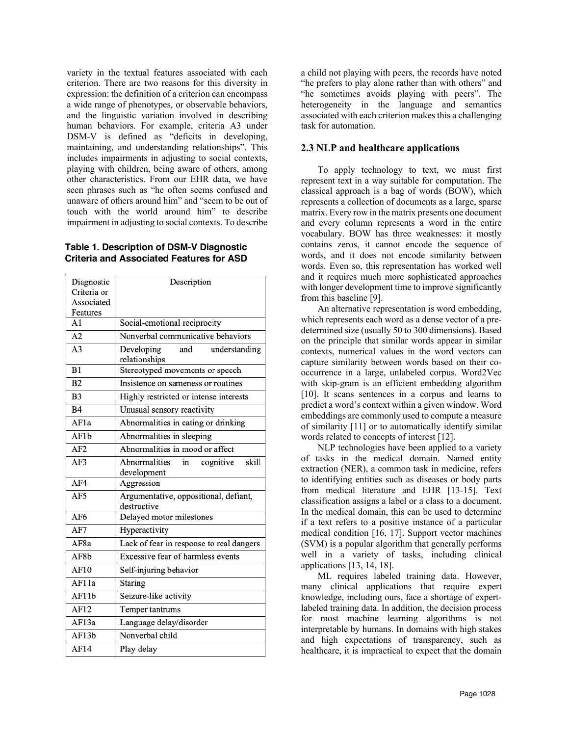variety in the textual features associated with each criterion. There are two reasons for this diversity in expression: the definition of a criterion can encompass a wide range of phenotypes, or observable behaviors, and the linguistic variation involved in describing human behaviors. For example, criteria A3 under DSM-V is defined as "deficits in developing, maintaining, and understanding relationships". This includes impairments in adjusting to social contexts, playing with children, being aware of others, among other characteristics. From our EHR data, we have seen phrases such as "he often seems confused and unaware of others around him" and "seem to be out of touch with the world around him" to describe impairment in adjusting to social contexts. To describe a child not playing with peers, the records have noted "he prefers to play alone rather than with others" and "he sometimes avoids playing with peers". The heterogeneity in the language and semantics associated with each criterion makes this a challenging task for automation.

**Table 1. Description of DSM-V Diagnostic Criteria and Associated Features for ASD**

| Diagnostic Criteria or Associated Features | Description |
|---|---|
| A1 | Social-emotional reciprocity |
| A2 | Nonverbal communicative behaviors |
| A3 | Developing and understanding relationships |
| B1 | Stereotyped movements or speech |
| B2 | Insistence on sameness or routines |
| B3 | Highly restricted or intense interests |
| B4 | Unusual sensory reactivity |
| AF1a | Abnormalities in eating or drinking |
| AF1b | Abnormalities in sleeping |
| AF2 | Abnormalities in mood or affect |
| AF3 | Abnormalities in cognitive skill development |
| AF4 | Aggression |
| AF5 | Argumentative, oppositional, defiant, destructive |
| AF6 | Delayed motor milestones |
| AF7 | Hyperactivity |
| AF8a | Lack of fear in response to real dangers |
| AF8b | Excessive fear of harmless events |
| AF10 | Self-injuring behavior |
| AF11a | Staring |
| AF11b | Seizure-like activity |
| AF12 | Temper tantrums |
| AF13a | Language delay/disorder |
| AF13b | Nonverbal child |
| AF14 | Play delay |

## 2.3 NLP and healthcare applications

To apply technology to text, we must first represent text in a way suitable for computation. The classical approach is a bag of words (BOW), which represents a collection of documents as a large, sparse matrix. Every row in the matrix presents one document and every column represents a word in the entire vocabulary. BOW has three weaknesses: it mostly contains zeros, it cannot encode the sequence of words, and it does not encode similarity between words. Even so, this representation has worked well and it requires much more sophisticated approaches with longer development time to improve significantly from this baseline [9].

An alternative representation is word embedding, which represents each word as a dense vector of a pre-determined size (usually 50 to 300 dimensions). Based on the principle that similar words appear in similar contexts, numerical values in the word vectors can capture similarity between words based on their co-occurrence in a large, unlabeled corpus. Word2Vec with skip-gram is an efficient embedding algorithm [10]. It scans sentences in a corpus and learns to predict a word's context within a given window. Word embeddings are commonly used to compute a measure of similarity [11] or to automatically identify similar words related to concepts of interest [12].

NLP technologies have been applied to a variety of tasks in the medical domain. Named entity extraction (NER), a common task in medicine, refers to identifying entities such as diseases or body parts from medical literature and EHR [13-15]. Text classification assigns a label or a class to a document. In the medical domain, this can be used to determine if a text refers to a positive instance of a particular medical condition [16, 17]. Support vector machines (SVM) is a popular algorithm that generally performs well in a variety of tasks, including clinical applications [13, 14, 18].

ML requires labeled training data. However, many clinical applications that require expert knowledge, including ours, face a shortage of expert-labeled training data. In addition, the decision process for most machine learning algorithms is not interpretable by humans. In domains with high stakes and high expectations of transparency, such as healthcare, it is impractical to expect that the domain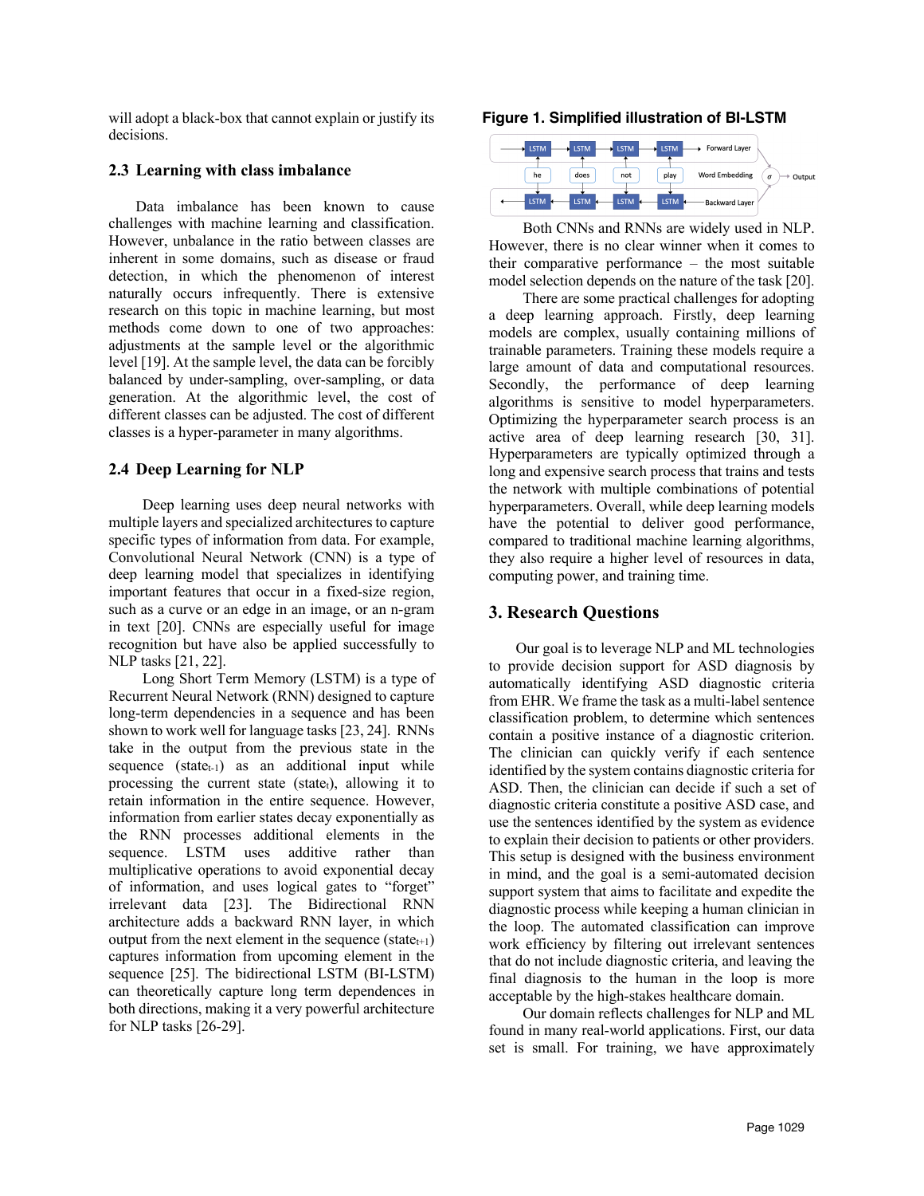will adopt a black-box that cannot explain or justify its decisions.

### 2.3 Learning with class imbalance

Data imbalance has been known to cause challenges with machine learning and classification. However, unbalance in the ratio between classes are inherent in some domains, such as disease or fraud detection, in which the phenomenon of interest naturally occurs infrequently. There is extensive research on this topic in machine learning, but most methods come down to one of two approaches: adjustments at the sample level or the algorithmic level [19]. At the sample level, the data can be forcibly balanced by under-sampling, over-sampling, or data generation. At the algorithmic level, the cost of different classes can be adjusted. The cost of different classes is a hyper-parameter in many algorithms.

### 2.4 Deep Learning for NLP

Deep learning uses deep neural networks with multiple layers and specialized architectures to capture specific types of information from data. For example, Convolutional Neural Network (CNN) is a type of deep learning model that specializes in identifying important features that occur in a fixed-size region, such as a curve or an edge in an image, or an n-gram in text [20]. CNNs are especially useful for image recognition but have also be applied successfully to NLP tasks [21, 22].

Long Short Term Memory (LSTM) is a type of Recurrent Neural Network (RNN) designed to capture long-term dependencies in a sequence and has been shown to work well for language tasks [23, 24]. RNNs take in the output from the previous state in the sequence ($state_{t-1}$) as an additional input while processing the current state ($state_t$), allowing it to retain information in the entire sequence. However, information from earlier states decay exponentially as the RNN processes additional elements in the sequence. LSTM uses additive rather than multiplicative operations to avoid exponential decay of information, and uses logical gates to "forget" irrelevant data [23]. The Bidirectional RNN architecture adds a backward RNN layer, in which output from the next element in the sequence ($state_{t+1}$) captures information from upcoming element in the sequence [25]. The bidirectional LSTM (BI-LSTM) can theoretically capture long term dependences in both directions, making it a very powerful architecture for NLP tasks [26-29].

**Figure 1. Simplified illustration of BI-LSTM**

Both CNNs and RNNs are widely used in NLP. However, there is no clear winner when it comes to their comparative performance – the most suitable model selection depends on the nature of the task [20].

There are some practical challenges for adopting a deep learning approach. Firstly, deep learning models are complex, usually containing millions of trainable parameters. Training these models require a large amount of data and computational resources. Secondly, the performance of deep learning algorithms is sensitive to model hyperparameters. Optimizing the hyperparameter search process is an active area of deep learning research [30, 31]. Hyperparameters are typically optimized through a long and expensive search process that trains and tests the network with multiple combinations of potential hyperparameters. Overall, while deep learning models have the potential to deliver good performance, compared to traditional machine learning algorithms, they also require a higher level of resources in data, computing power, and training time.

## 3. Research Questions

Our goal is to leverage NLP and ML technologies to provide decision support for ASD diagnosis by automatically identifying ASD diagnostic criteria from EHR. We frame the task as a multi-label sentence classification problem, to determine which sentences contain a positive instance of a diagnostic criterion. The clinician can quickly verify if each sentence identified by the system contains diagnostic criteria for ASD. Then, the clinician can decide if such a set of diagnostic criteria constitute a positive ASD case, and use the sentences identified by the system as evidence to explain their decision to patients or other providers. This setup is designed with the business environment in mind, and the goal is a semi-automated decision support system that aims to facilitate and expedite the diagnostic process while keeping a human clinician in the loop. The automated classification can improve work efficiency by filtering out irrelevant sentences that do not include diagnostic criteria, and leaving the final diagnosis to the human in the loop is more acceptable by the high-stakes healthcare domain.

Our domain reflects challenges for NLP and ML found in many real-world applications. First, our data set is small. For training, we have approximately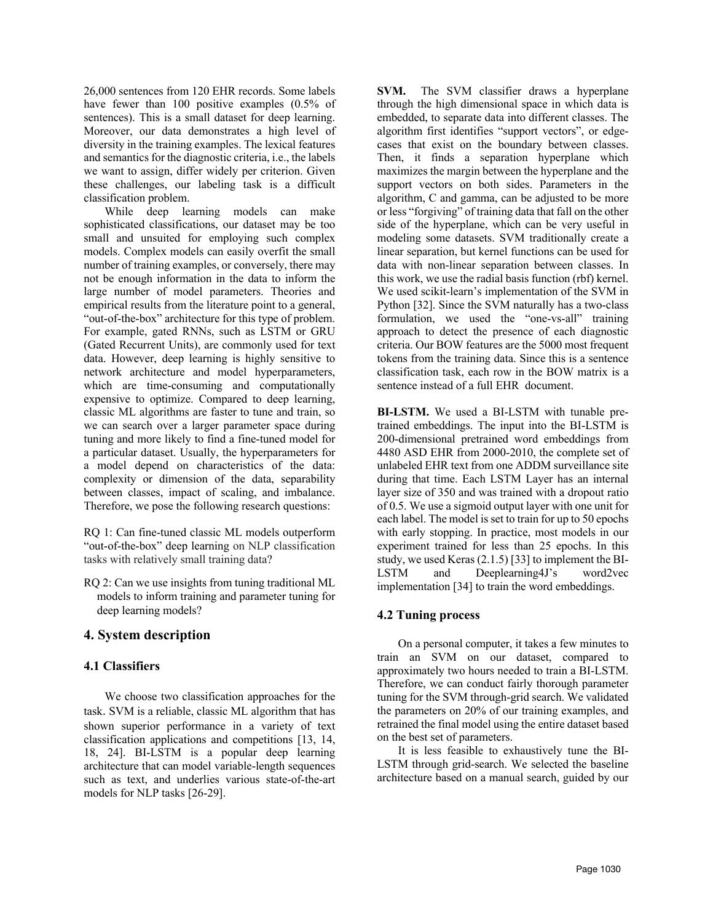26,000 sentences from 120 EHR records. Some labels have fewer than 100 positive examples (0.5% of sentences). This is a small dataset for deep learning. Moreover, our data demonstrates a high level of diversity in the training examples. The lexical features and semantics for the diagnostic criteria, i.e., the labels we want to assign, differ widely per criterion. Given these challenges, our labeling task is a difficult classification problem.

While deep learning models can make sophisticated classifications, our dataset may be too small and unsuited for employing such complex models. Complex models can easily overfit the small number of training examples, or conversely, there may not be enough information in the data to inform the large number of model parameters. Theories and empirical results from the literature point to a general, "out-of-the-box" architecture for this type of problem. For example, gated RNNs, such as LSTM or GRU (Gated Recurrent Units), are commonly used for text data. However, deep learning is highly sensitive to network architecture and model hyperparameters, which are time-consuming and computationally expensive to optimize. Compared to deep learning, classic ML algorithms are faster to tune and train, so we can search over a larger parameter space during tuning and more likely to find a fine-tuned model for a particular dataset. Usually, the hyperparameters for a model depend on characteristics of the data: complexity or dimension of the data, separability between classes, impact of scaling, and imbalance. Therefore, we pose the following research questions:

RQ 1: Can fine-tuned classic ML models outperform "out-of-the-box" deep learning on NLP classification tasks with relatively small training data?

RQ 2: Can we use insights from tuning traditional ML models to inform training and parameter tuning for deep learning models?

## 4. System description

### 4.1 Classifiers

We choose two classification approaches for the task. SVM is a reliable, classic ML algorithm that has shown superior performance in a variety of text classification applications and competitions [13, 14, 18, 24]. BI-LSTM is a popular deep learning architecture that can model variable-length sequences such as text, and underlies various state-of-the-art models for NLP tasks [26-29].

**SVM.** The SVM classifier draws a hyperplane through the high dimensional space in which data is embedded, to separate data into different classes. The algorithm first identifies "support vectors", or edge-cases that exist on the boundary between classes. Then, it finds a separation hyperplane which maximizes the margin between the hyperplane and the support vectors on both sides. Parameters in the algorithm, C and gamma, can be adjusted to be more or less "forgiving" of training data that fall on the other side of the hyperplane, which can be very useful in modeling some datasets. SVM traditionally create a linear separation, but kernel functions can be used for data with non-linear separation between classes. In this work, we use the radial basis function (rbf) kernel. We used scikit-learn's implementation of the SVM in Python [32]. Since the SVM naturally has a two-class formulation, we used the "one-vs-all" training approach to detect the presence of each diagnostic criteria. Our BOW features are the 5000 most frequent tokens from the training data. Since this is a sentence classification task, each row in the BOW matrix is a sentence instead of a full EHR document.

**BI-LSTM.** We used a BI-LSTM with tunable pre-trained embeddings. The input into the BI-LSTM is 200-dimensional pretrained word embeddings from 4480 ASD EHR from 2000-2010, the complete set of unlabeled EHR text from one ADDM surveillance site during that time. Each LSTM Layer has an internal layer size of 350 and was trained with a dropout ratio of 0.5. We use a sigmoid output layer with one unit for each label. The model is set to train for up to 50 epochs with early stopping. In practice, most models in our experiment trained for less than 25 epochs. In this study, we used Keras (2.1.5) [33] to implement the BI-LSTM and Deeplearning4J's word2vec implementation [34] to train the word embeddings.

### 4.2 Tuning process

On a personal computer, it takes a few minutes to train an SVM on our dataset, compared to approximately two hours needed to train a BI-LSTM. Therefore, we can conduct fairly thorough parameter tuning for the SVM through-grid search. We validated the parameters on 20% of our training examples, and retrained the final model using the entire dataset based on the best set of parameters.

It is less feasible to exhaustively tune the BI-LSTM through grid-search. We selected the baseline architecture based on a manual search, guided by our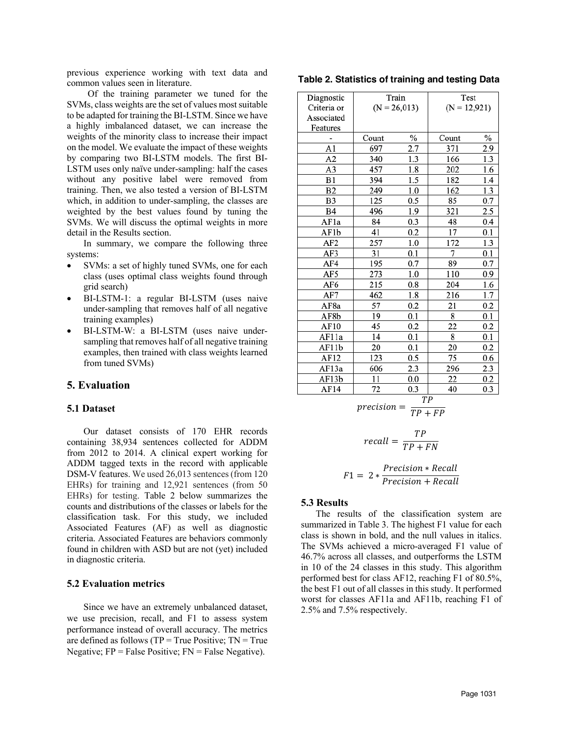previous experience working with text data and common values seen in literature.

Of the training parameter we tuned for the SVMs, class weights are the set of values most suitable to be adapted for training the BI-LSTM. Since we have a highly imbalanced dataset, we can increase the weights of the minority class to increase their impact on the model. We evaluate the impact of these weights by comparing two BI-LSTM models. The first BI-LSTM uses only naïve under-sampling: half the cases without any positive label were removed from training. Then, we also tested a version of BI-LSTM which, in addition to under-sampling, the classes are weighted by the best values found by tuning the SVMs. We will discuss the optimal weights in more detail in the Results section.

In summary, we compare the following three systems:

- SVMs: a set of highly tuned SVMs, one for each class (uses optimal class weights found through grid search)
- BI-LSTM-1: a regular BI-LSTM (uses naive under-sampling that removes half of all negative training examples)
- BI-LSTM-W: a BI-LSTM (uses naive under-sampling that removes half of all negative training examples, then trained with class weights learned from tuned SVMs)

## 5. Evaluation

### 5.1 Dataset

Our dataset consists of 170 EHR records containing 38,934 sentences collected for ADDM from 2012 to 2014. A clinical expert working for ADDM tagged texts in the record with applicable DSM-V features. We used 26,013 sentences (from 120 EHRs) for training and 12,921 sentences (from 50 EHRs) for testing. Table 2 below summarizes the counts and distributions of the classes or labels for the classification task. For this study, we included Associated Features (AF) as well as diagnostic criteria. Associated Features are behaviors commonly found in children with ASD but are not (yet) included in diagnostic criteria.

### 5.2 Evaluation metrics

Since we have an extremely unbalanced dataset, we use precision, recall, and F1 to assess system performance instead of overall accuracy. The metrics are defined as follows (TP = True Positive; TN = True Negative; FP = False Positive; FN = False Negative).

**Table 2. Statistics of training and testing Data**

| Diagnostic Criteria or Associated Features | Train (N = 26,013) | | Test (N = 12,921) | |
|---|---|---|---|---|
| - | Count | % | Count | % |
| A1 | 697 | 2.7 | 371 | 2.9 |
| A2 | 340 | 1.3 | 166 | 1.3 |
| A3 | 457 | 1.8 | 202 | 1.6 |
| B1 | 394 | 1.5 | 182 | 1.4 |
| B2 | 249 | 1.0 | 162 | 1.3 |
| B3 | 125 | 0.5 | 85 | 0.7 |
| B4 | 496 | 1.9 | 321 | 2.5 |
| AF1a | 84 | 0.3 | 48 | 0.4 |
| AF1b | 41 | 0.2 | 17 | 0.1 |
| AF2 | 257 | 1.0 | 172 | 1.3 |
| AF3 | 31 | 0.1 | 7 | 0.1 |
| AF4 | 195 | 0.7 | 89 | 0.7 |
| AF5 | 273 | 1.0 | 110 | 0.9 |
| AF6 | 215 | 0.8 | 204 | 1.6 |
| AF7 | 462 | 1.8 | 216 | 1.7 |
| AF8a | 57 | 0.2 | 21 | 0.2 |
| AF8b | 19 | 0.1 | 8 | 0.1 |
| AF10 | 45 | 0.2 | 22 | 0.2 |
| AF11a | 14 | 0.1 | 8 | 0.1 |
| AF11b | 20 | 0.1 | 20 | 0.2 |
| AF12 | 123 | 0.5 | 75 | 0.6 |
| AF13a | 606 | 2.3 | 296 | 2.3 |
| AF13b | 11 | 0.0 | 22 | 0.2 |
| AF14 | 72 | 0.3 | 40 | 0.3 |

$$precision = \frac{TP}{TP + FP}$$

$$recall = \frac{TP}{TP + FN}$$

$$F1 = 2 * \frac{Precision * Recall}{Precision + Recall}$$

### 5.3 Results

The results of the classification system are summarized in Table 3. The highest F1 value for each class is shown in bold, and the null values in italics. The SVMs achieved a micro-averaged F1 value of 46.7% across all classes, and outperforms the LSTM in 10 of the 24 classes in this study. This algorithm performed best for class AF12, reaching F1 of 80.5%, the best F1 out of all classes in this study. It performed worst for classes AF11a and AF11b, reaching F1 of 2.5% and 7.5% respectively.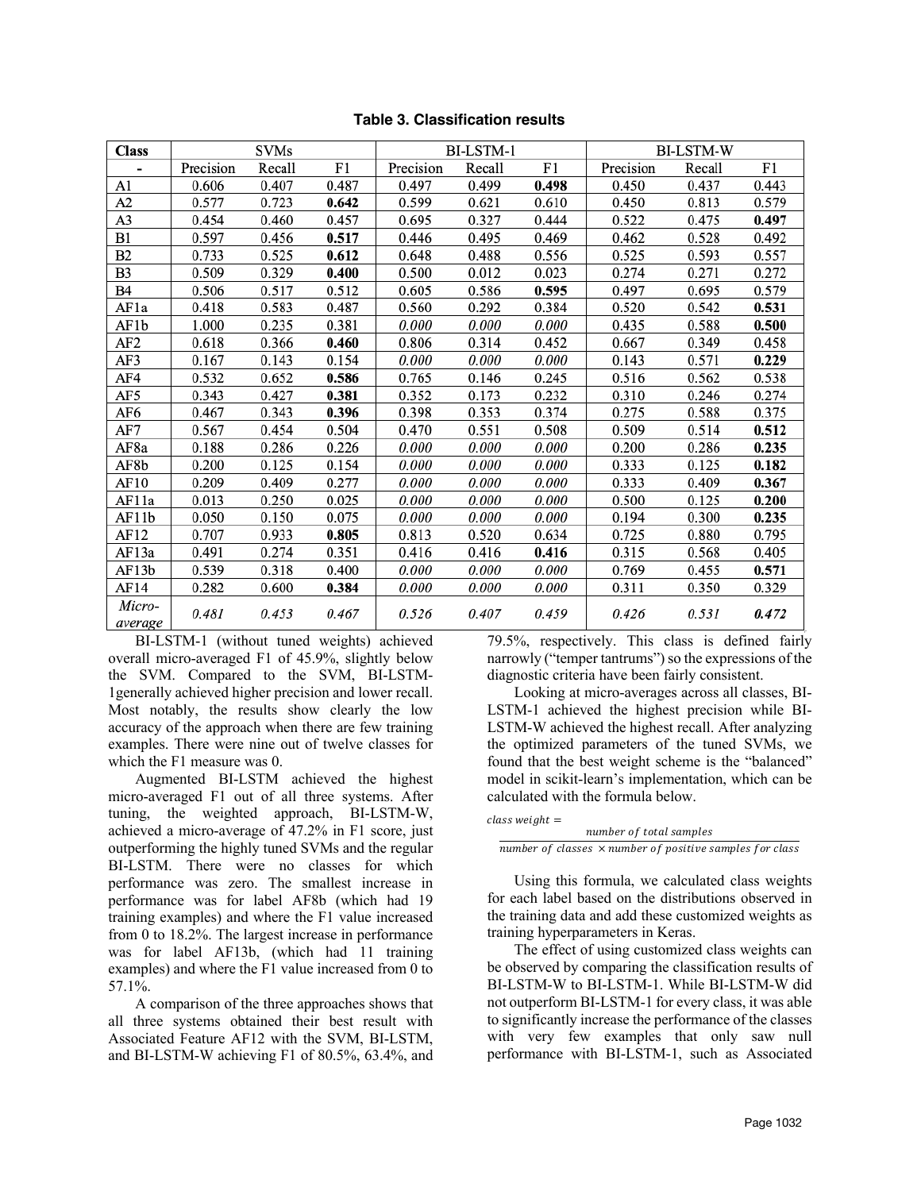**Table 3. Classification results**

| Class | SVMs | | | BI-LSTM-1 | | | BI-LSTM-W | | |
|---|---|---|---|---|---|---|---|---|---|
| - | Precision | Recall | F1 | Precision | Recall | F1 | Precision | Recall | F1 |
| A1 | 0.606 | 0.407 | 0.487 | 0.497 | 0.499 | **0.498** | 0.450 | 0.437 | 0.443 |
| A2 | 0.577 | 0.723 | **0.642** | 0.599 | 0.621 | 0.610 | 0.450 | 0.813 | 0.579 |
| A3 | 0.454 | 0.460 | 0.457 | 0.695 | 0.327 | 0.444 | 0.522 | 0.475 | **0.497** |
| B1 | 0.597 | 0.456 | **0.517** | 0.446 | 0.495 | 0.469 | 0.462 | 0.528 | 0.492 |
| B2 | 0.733 | 0.525 | **0.612** | 0.648 | 0.488 | 0.556 | 0.525 | 0.593 | 0.557 |
| B3 | 0.509 | 0.329 | **0.400** | 0.500 | 0.012 | 0.023 | 0.274 | 0.271 | 0.272 |
| B4 | 0.506 | 0.517 | 0.512 | 0.605 | 0.586 | **0.595** | 0.497 | 0.695 | 0.579 |
| AF1a | 0.418 | 0.583 | 0.487 | 0.560 | 0.292 | 0.384 | 0.520 | 0.542 | **0.531** |
| AF1b | 1.000 | 0.235 | 0.381 | *0.000* | *0.000* | *0.000* | 0.435 | 0.588 | **0.500** |
| AF2 | 0.618 | 0.366 | **0.460** | 0.806 | 0.314 | 0.452 | 0.667 | 0.349 | 0.458 |
| AF3 | 0.167 | 0.143 | 0.154 | *0.000* | *0.000* | *0.000* | 0.143 | 0.571 | **0.229** |
| AF4 | 0.532 | 0.652 | **0.586** | 0.765 | 0.146 | 0.245 | 0.516 | 0.562 | 0.538 |
| AF5 | 0.343 | 0.427 | **0.381** | 0.352 | 0.173 | 0.232 | 0.310 | 0.246 | 0.274 |
| AF6 | 0.467 | 0.343 | **0.396** | 0.398 | 0.353 | 0.374 | 0.275 | 0.588 | 0.375 |
| AF7 | 0.567 | 0.454 | 0.504 | 0.470 | 0.551 | 0.508 | 0.509 | 0.514 | **0.512** |
| AF8a | 0.188 | 0.286 | 0.226 | *0.000* | *0.000* | *0.000* | 0.200 | 0.286 | **0.235** |
| AF8b | 0.200 | 0.125 | 0.154 | *0.000* | *0.000* | *0.000* | 0.333 | 0.125 | **0.182** |
| AF10 | 0.209 | 0.409 | 0.277 | *0.000* | *0.000* | *0.000* | 0.333 | 0.409 | **0.367** |
| AF11a | 0.013 | 0.250 | 0.025 | *0.000* | *0.000* | *0.000* | 0.500 | 0.125 | **0.200** |
| AF11b | 0.050 | 0.150 | 0.075 | *0.000* | *0.000* | *0.000* | 0.194 | 0.300 | **0.235** |
| AF12 | 0.707 | 0.933 | **0.805** | 0.813 | 0.520 | 0.634 | 0.725 | 0.880 | 0.795 |
| AF13a | 0.491 | 0.274 | 0.351 | 0.416 | 0.416 | **0.416** | 0.315 | 0.568 | 0.405 |
| AF13b | 0.539 | 0.318 | 0.400 | *0.000* | *0.000* | *0.000* | 0.769 | 0.455 | **0.571** |
| AF14 | 0.282 | 0.600 | **0.384** | *0.000* | *0.000* | *0.000* | 0.311 | 0.350 | 0.329 |
| *Micro-average* | *0.481* | *0.453* | *0.467* | *0.526* | *0.407* | *0.459* | *0.426* | *0.531* | ***0.472*** |

BI-LSTM-1 (without tuned weights) achieved overall micro-averaged F1 of 45.9%, slightly below the SVM. Compared to the SVM, BI-LSTM-1generally achieved higher precision and lower recall. Most notably, the results show clearly the low accuracy of the approach when there are few training examples. There were nine out of twelve classes for which the F1 measure was 0.

Augmented BI-LSTM achieved the highest micro-averaged F1 out of all three systems. After tuning, the weighted approach, BI-LSTM-W, achieved a micro-average of 47.2% in F1 score, just outperforming the highly tuned SVMs and the regular BI-LSTM. There were no classes for which performance was zero. The smallest increase in performance was for label AF8b (which had 19 training examples) and where the F1 value increased from 0 to 18.2%. The largest increase in performance was for label AF13b, (which had 11 training examples) and where the F1 value increased from 0 to 57.1%.

A comparison of the three approaches shows that all three systems obtained their best result with Associated Feature AF12 with the SVM, BI-LSTM, and BI-LSTM-W achieving F1 of 80.5%, 63.4%, and 79.5%, respectively. This class is defined fairly narrowly ("temper tantrums") so the expressions of the diagnostic criteria have been fairly consistent.

Looking at micro-averages across all classes, BI-LSTM-1 achieved the highest precision while BI-LSTM-W achieved the highest recall. After analyzing the optimized parameters of the tuned SVMs, we found that the best weight scheme is the "balanced" model in scikit-learn's implementation, which can be calculated with the formula below.

$$class\ weight = \frac{number\ of\ total\ samples}{number\ of\ classes\ \times number\ of\ positive\ samples\ for\ class}$$

Using this formula, we calculated class weights for each label based on the distributions observed in the training data and add these customized weights as training hyperparameters in Keras.

The effect of using customized class weights can be observed by comparing the classification results of BI-LSTM-W to BI-LSTM-1. While BI-LSTM-W did not outperform BI-LSTM-1 for every class, it was able to significantly increase the performance of the classes with very few examples that only saw null performance with BI-LSTM-1, such as Associated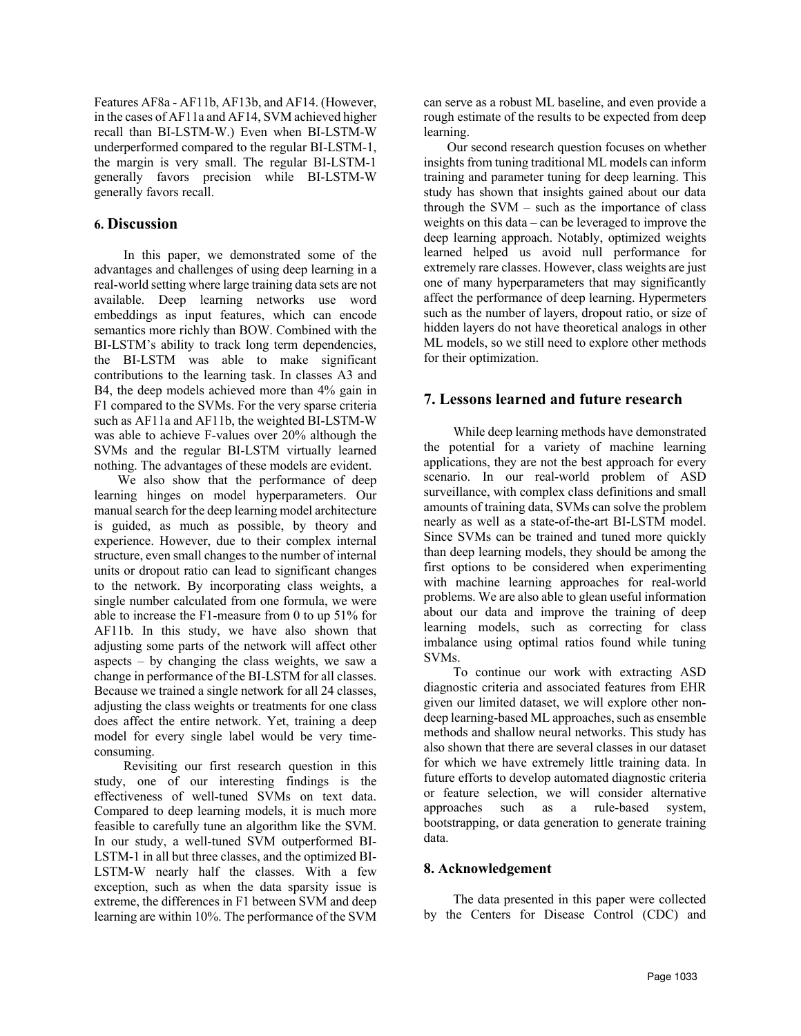Features AF8a - AF11b, AF13b, and AF14. (However, in the cases of AF11a and AF14, SVM achieved higher recall than BI-LSTM-W.) Even when BI-LSTM-W underperformed compared to the regular BI-LSTM-1, the margin is very small. The regular BI-LSTM-1 generally favors precision while BI-LSTM-W generally favors recall.

## 6. Discussion

In this paper, we demonstrated some of the advantages and challenges of using deep learning in a real-world setting where large training data sets are not available. Deep learning networks use word embeddings as input features, which can encode semantics more richly than BOW. Combined with the BI-LSTM's ability to track long term dependencies, the BI-LSTM was able to make significant contributions to the learning task. In classes A3 and B4, the deep models achieved more than 4% gain in F1 compared to the SVMs. For the very sparse criteria such as AF11a and AF11b, the weighted BI-LSTM-W was able to achieve F-values over 20% although the SVMs and the regular BI-LSTM virtually learned nothing. The advantages of these models are evident.

We also show that the performance of deep learning hinges on model hyperparameters. Our manual search for the deep learning model architecture is guided, as much as possible, by theory and experience. However, due to their complex internal structure, even small changes to the number of internal units or dropout ratio can lead to significant changes to the network. By incorporating class weights, a single number calculated from one formula, we were able to increase the F1-measure from 0 to up 51% for AF11b. In this study, we have also shown that adjusting some parts of the network will affect other aspects – by changing the class weights, we saw a change in performance of the BI-LSTM for all classes. Because we trained a single network for all 24 classes, adjusting the class weights or treatments for one class does affect the entire network. Yet, training a deep model for every single label would be very time-consuming.

Revisiting our first research question in this study, one of our interesting findings is the effectiveness of well-tuned SVMs on text data. Compared to deep learning models, it is much more feasible to carefully tune an algorithm like the SVM. In our study, a well-tuned SVM outperformed BI-LSTM-1 in all but three classes, and the optimized BI-LSTM-W nearly half the classes. With a few exception, such as when the data sparsity issue is extreme, the differences in F1 between SVM and deep learning are within 10%. The performance of the SVM can serve as a robust ML baseline, and even provide a rough estimate of the results to be expected from deep learning.

Our second research question focuses on whether insights from tuning traditional ML models can inform training and parameter tuning for deep learning. This study has shown that insights gained about our data through the SVM – such as the importance of class weights on this data – can be leveraged to improve the deep learning approach. Notably, optimized weights learned helped us avoid null performance for extremely rare classes. However, class weights are just one of many hyperparameters that may significantly affect the performance of deep learning. Hypermeters such as the number of layers, dropout ratio, or size of hidden layers do not have theoretical analogs in other ML models, so we still need to explore other methods for their optimization.

## 7. Lessons learned and future research

While deep learning methods have demonstrated the potential for a variety of machine learning applications, they are not the best approach for every scenario. In our real-world problem of ASD surveillance, with complex class definitions and small amounts of training data, SVMs can solve the problem nearly as well as a state-of-the-art BI-LSTM model. Since SVMs can be trained and tuned more quickly than deep learning models, they should be among the first options to be considered when experimenting with machine learning approaches for real-world problems. We are also able to glean useful information about our data and improve the training of deep learning models, such as correcting for class imbalance using optimal ratios found while tuning SVMs.

To continue our work with extracting ASD diagnostic criteria and associated features from EHR given our limited dataset, we will explore other non-deep learning-based ML approaches, such as ensemble methods and shallow neural networks. This study has also shown that there are several classes in our dataset for which we have extremely little training data. In future efforts to develop automated diagnostic criteria or feature selection, we will consider alternative approaches such as a rule-based system, bootstrapping, or data generation to generate training data.

## 8. Acknowledgement

The data presented in this paper were collected by the Centers for Disease Control (CDC) and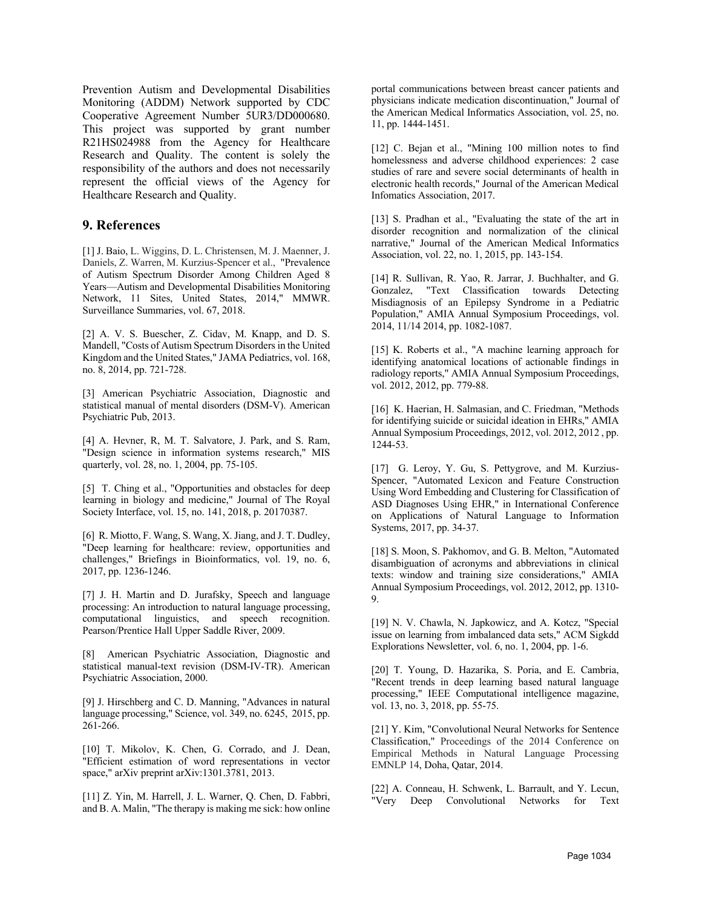Prevention Autism and Developmental Disabilities Monitoring (ADDM) Network supported by CDC Cooperative Agreement Number 5UR3/DD000680. This project was supported by grant number R21HS024988 from the Agency for Healthcare Research and Quality. The content is solely the responsibility of the authors and does not necessarily represent the official views of the Agency for Healthcare Research and Quality.

## 9. References

[1] J. Baio, L. Wiggins, D. L. Christensen, M. J. Maenner, J. Daniels, Z. Warren, M. Kurzius-Spencer et al., "Prevalence of Autism Spectrum Disorder Among Children Aged 8 Years—Autism and Developmental Disabilities Monitoring Network, 11 Sites, United States, 2014," MMWR. Surveillance Summaries, vol. 67, 2018.

[2] A. V. S. Buescher, Z. Cidav, M. Knapp, and D. S. Mandell, "Costs of Autism Spectrum Disorders in the United Kingdom and the United States," JAMA Pediatrics, vol. 168, no. 8, 2014, pp. 721-728.

[3] American Psychiatric Association, Diagnostic and statistical manual of mental disorders (DSM-V). American Psychiatric Pub, 2013.

[4] A. Hevner, R, M. T. Salvatore, J. Park, and S. Ram, "Design science in information systems research," MIS quarterly, vol. 28, no. 1, 2004, pp. 75-105.

[5] T. Ching et al., "Opportunities and obstacles for deep learning in biology and medicine," Journal of The Royal Society Interface, vol. 15, no. 141, 2018, p. 20170387.

[6] R. Miotto, F. Wang, S. Wang, X. Jiang, and J. T. Dudley, "Deep learning for healthcare: review, opportunities and challenges," Briefings in Bioinformatics, vol. 19, no. 6, 2017, pp. 1236-1246.

[7] J. H. Martin and D. Jurafsky, Speech and language processing: An introduction to natural language processing, computational linguistics, and speech recognition. Pearson/Prentice Hall Upper Saddle River, 2009.

[8] American Psychiatric Association, Diagnostic and statistical manual-text revision (DSM-IV-TR). American Psychiatric Association, 2000.

[9] J. Hirschberg and C. D. Manning, "Advances in natural language processing," Science, vol. 349, no. 6245, 2015, pp. 261-266.

[10] T. Mikolov, K. Chen, G. Corrado, and J. Dean, "Efficient estimation of word representations in vector space," arXiv preprint arXiv:1301.3781, 2013.

[11] Z. Yin, M. Harrell, J. L. Warner, Q. Chen, D. Fabbri, and B. A. Malin, "The therapy is making me sick: how online portal communications between breast cancer patients and physicians indicate medication discontinuation," Journal of the American Medical Informatics Association, vol. 25, no. 11, pp. 1444-1451.

[12] C. Bejan et al., "Mining 100 million notes to find homelessness and adverse childhood experiences: 2 case studies of rare and severe social determinants of health in electronic health records," Journal of the American Medical Infomatics Association, 2017.

[13] S. Pradhan et al., "Evaluating the state of the art in disorder recognition and normalization of the clinical narrative," Journal of the American Medical Informatics Association, vol. 22, no. 1, 2015, pp. 143-154.

[14] R. Sullivan, R. Yao, R. Jarrar, J. Buchhalter, and G. Gonzalez, "Text Classification towards Detecting Misdiagnosis of an Epilepsy Syndrome in a Pediatric Population," AMIA Annual Symposium Proceedings, vol. 2014, 11/14 2014, pp. 1082-1087.

[15] K. Roberts et al., "A machine learning approach for identifying anatomical locations of actionable findings in radiology reports," AMIA Annual Symposium Proceedings, vol. 2012, 2012, pp. 779-88.

[16] K. Haerian, H. Salmasian, and C. Friedman, "Methods for identifying suicide or suicidal ideation in EHRs," AMIA Annual Symposium Proceedings, 2012, vol. 2012, 2012 , pp. 1244-53.

[17] G. Leroy, Y. Gu, S. Pettygrove, and M. Kurzius-Spencer, "Automated Lexicon and Feature Construction Using Word Embedding and Clustering for Classification of ASD Diagnoses Using EHR," in International Conference on Applications of Natural Language to Information Systems, 2017, pp. 34-37.

[18] S. Moon, S. Pakhomov, and G. B. Melton, "Automated disambiguation of acronyms and abbreviations in clinical texts: window and training size considerations," AMIA Annual Symposium Proceedings, vol. 2012, 2012, pp. 1310-9.

[19] N. V. Chawla, N. Japkowicz, and A. Kotcz, "Special issue on learning from imbalanced data sets," ACM Sigkdd Explorations Newsletter, vol. 6, no. 1, 2004, pp. 1-6.

[20] T. Young, D. Hazarika, S. Poria, and E. Cambria, "Recent trends in deep learning based natural language processing," IEEE Computational intelligence magazine, vol. 13, no. 3, 2018, pp. 55-75.

[21] Y. Kim, "Convolutional Neural Networks for Sentence Classification," Proceedings of the 2014 Conference on Empirical Methods in Natural Language Processing EMNLP 14, Doha, Qatar, 2014.

[22] A. Conneau, H. Schwenk, L. Barrault, and Y. Lecun, "Very Deep Convolutional Networks for Text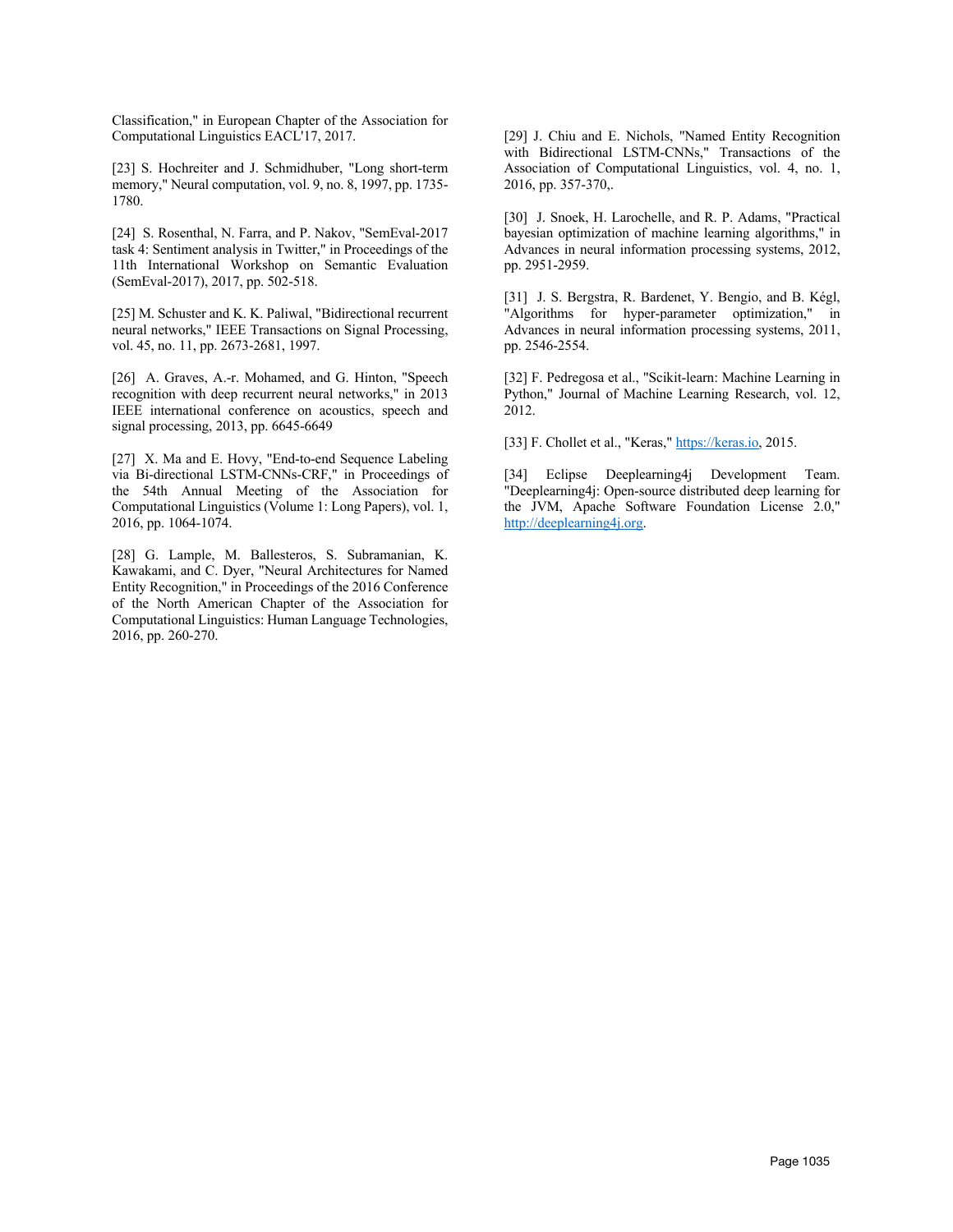Classification," in European Chapter of the Association for Computational Linguistics EACL'17, 2017.

[23] S. Hochreiter and J. Schmidhuber, "Long short-term memory," Neural computation, vol. 9, no. 8, 1997, pp. 1735-1780.

[24] S. Rosenthal, N. Farra, and P. Nakov, "SemEval-2017 task 4: Sentiment analysis in Twitter," in Proceedings of the 11th International Workshop on Semantic Evaluation (SemEval-2017), 2017, pp. 502-518.

[25] M. Schuster and K. K. Paliwal, "Bidirectional recurrent neural networks," IEEE Transactions on Signal Processing, vol. 45, no. 11, pp. 2673-2681, 1997.

[26] A. Graves, A.-r. Mohamed, and G. Hinton, "Speech recognition with deep recurrent neural networks," in 2013 IEEE international conference on acoustics, speech and signal processing, 2013, pp. 6645-6649

[27] X. Ma and E. Hovy, "End-to-end Sequence Labeling via Bi-directional LSTM-CNNs-CRF," in Proceedings of the 54th Annual Meeting of the Association for Computational Linguistics (Volume 1: Long Papers), vol. 1, 2016, pp. 1064-1074.

[28] G. Lample, M. Ballesteros, S. Subramanian, K. Kawakami, and C. Dyer, "Neural Architectures for Named Entity Recognition," in Proceedings of the 2016 Conference of the North American Chapter of the Association for Computational Linguistics: Human Language Technologies, 2016, pp. 260-270.

[29] J. Chiu and E. Nichols, "Named Entity Recognition with Bidirectional LSTM-CNNs," Transactions of the Association of Computational Linguistics, vol. 4, no. 1, 2016, pp. 357-370,.

[30] J. Snoek, H. Larochelle, and R. P. Adams, "Practical bayesian optimization of machine learning algorithms," in Advances in neural information processing systems, 2012, pp. 2951-2959.

[31] J. S. Bergstra, R. Bardenet, Y. Bengio, and B. Kégl, "Algorithms for hyper-parameter optimization," in Advances in neural information processing systems, 2011, pp. 2546-2554.

[32] F. Pedregosa et al., "Scikit-learn: Machine Learning in Python," Journal of Machine Learning Research, vol. 12, 2012.

[33] F. Chollet et al., "Keras," https://keras.io, 2015.

[34] Eclipse Deeplearning4j Development Team. "Deeplearning4j: Open-source distributed deep learning for the JVM, Apache Software Foundation License 2.0," http://deeplearning4j.org.